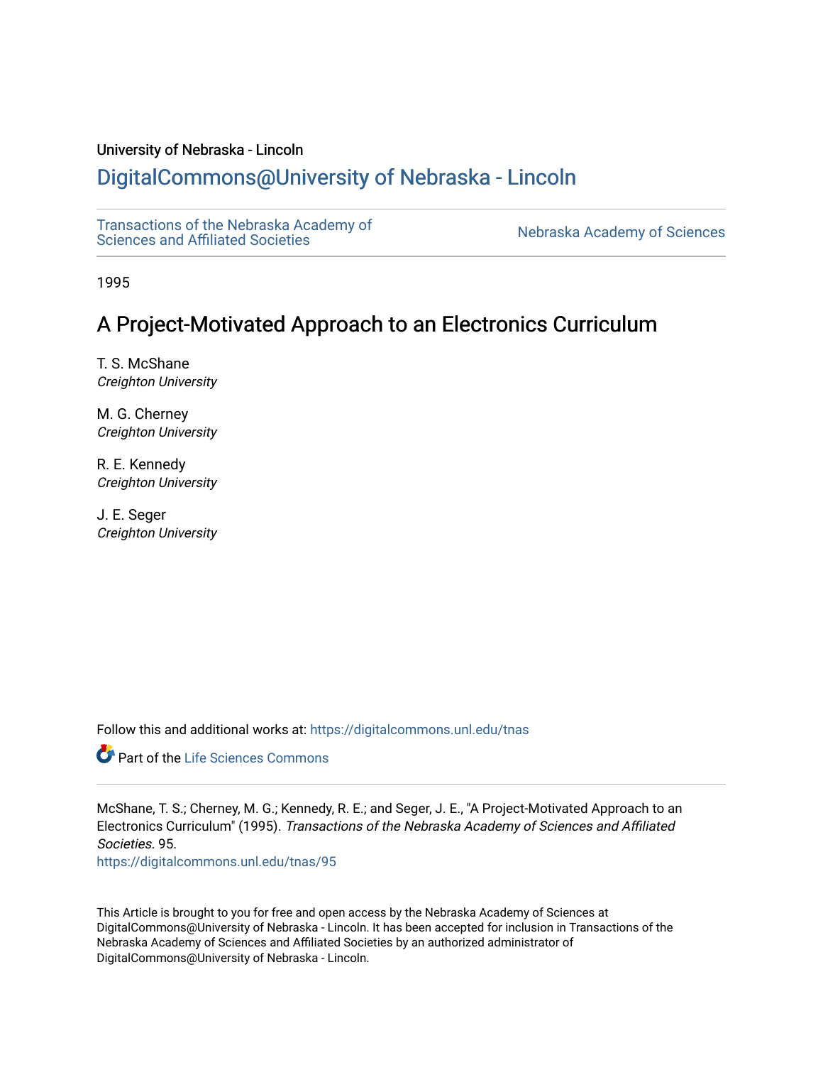University of Nebraska - Lincoln

## DigitalCommons@University of Nebraska - Lincoln

Transactions of the Nebraska Academy of Sciences and Affiliated Societies

Nebraska Academy of Sciences

1995

# A Project-Motivated Approach to an Electronics Curriculum

T. S. McShane
*Creighton University*

M. G. Cherney
*Creighton University*

R. E. Kennedy
*Creighton University*

J. E. Seger
*Creighton University*

Follow this and additional works at: https://digitalcommons.unl.edu/tnas

Part of the Life Sciences Commons

McShane, T. S.; Cherney, M. G.; Kennedy, R. E.; and Seger, J. E., "A Project-Motivated Approach to an Electronics Curriculum" (1995). *Transactions of the Nebraska Academy of Sciences and Affiliated Societies*. 95.
https://digitalcommons.unl.edu/tnas/95

This Article is brought to you for free and open access by the Nebraska Academy of Sciences at DigitalCommons@University of Nebraska - Lincoln. It has been accepted for inclusion in Transactions of the Nebraska Academy of Sciences and Affiliated Societies by an authorized administrator of DigitalCommons@University of Nebraska - Lincoln.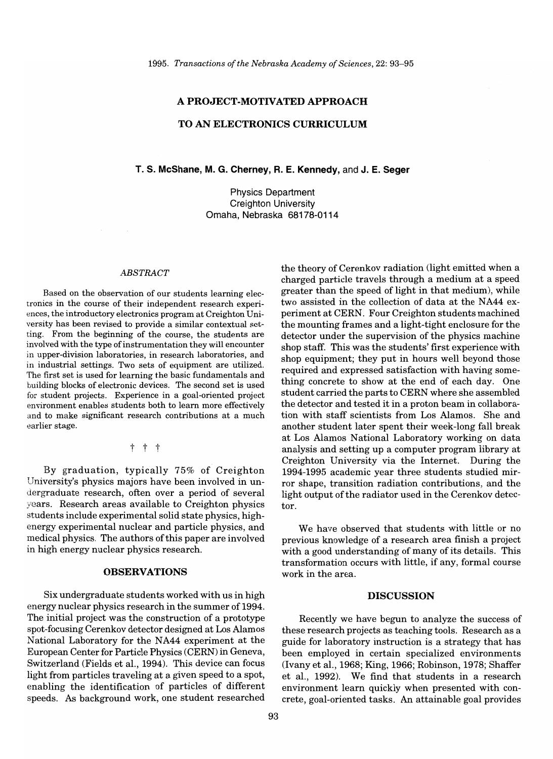# A PROJECT-MOTIVATED APPROACH TO AN ELECTRONICS CURRICULUM

**T. S. McShane, M. G. Cherney, R. E. Kennedy,** and **J. E. Seger**

Physics Department
Creighton University
Omaha, Nebraska 68178-0114

### *ABSTRACT*

Based on the observation of our students learning electronics in the course of their independent research experiences, the introductory electronics program at Creighton University has been revised to provide a similar contextual setting. From the beginning of the course, the students are involved with the type of instrumentation they will encounter in upper-division laboratories, in research laboratories, and in industrial settings. Two sets of equipment are utilized. The first set is used for learning the basic fundamentals and building blocks of electronic devices. The second set is used for student projects. Experience in a goal-oriented project environment enables students both to learn more effectively and to make significant research contributions at a much earlier stage.

† † †

By graduation, typically 75% of Creighton University's physics majors have been involved in undergraduate research, often over a period of several years. Research areas available to Creighton physics students include experimental solid state physics, high-energy experimental nuclear and particle physics, and medical physics. The authors of this paper are involved in high energy nuclear physics research.

## OBSERVATIONS

Six undergraduate students worked with us in high energy nuclear physics research in the summer of 1994. The initial project was the construction of a prototype spot-focusing Cerenkov detector designed at Los Alamos National Laboratory for the NA44 experiment at the European Center for Particle Physics (CERN) in Geneva, Switzerland (Fields et al., 1994). This device can focus light from particles traveling at a given speed to a spot, enabling the identification of particles of different speeds. As background work, one student researched the theory of Cerenkov radiation (light emitted when a charged particle travels through a medium at a speed greater than the speed of light in that medium), while two assisted in the collection of data at the NA44 experiment at CERN. Four Creighton students machined the mounting frames and a light-tight enclosure for the detector under the supervision of the physics machine shop staff. This was the students' first experience with shop equipment; they put in hours well beyond those required and expressed satisfaction with having something concrete to show at the end of each day. One student carried the parts to CERN where she assembled the detector and tested it in a proton beam in collaboration with staff scientists from Los Alamos. She and another student later spent their week-long fall break at Los Alamos National Laboratory working on data analysis and setting up a computer program library at Creighton University via the Internet. During the 1994-1995 academic year three students studied mirror shape, transition radiation contributions, and the light output of the radiator used in the Cerenkov detector.

We have observed that students with little or no previous knowledge of a research area finish a project with a good understanding of many of its details. This transformation occurs with little, if any, formal course work in the area.

## DISCUSSION

Recently we have begun to analyze the success of these research projects as teaching tools. Research as a guide for laboratory instruction is a strategy that has been employed in certain specialized environments (Ivany et al., 1968; King, 1966; Robinson, 1978; Shaffer et al., 1992). We find that students in a research environment learn quickly when presented with concrete, goal-oriented tasks. An attainable goal provides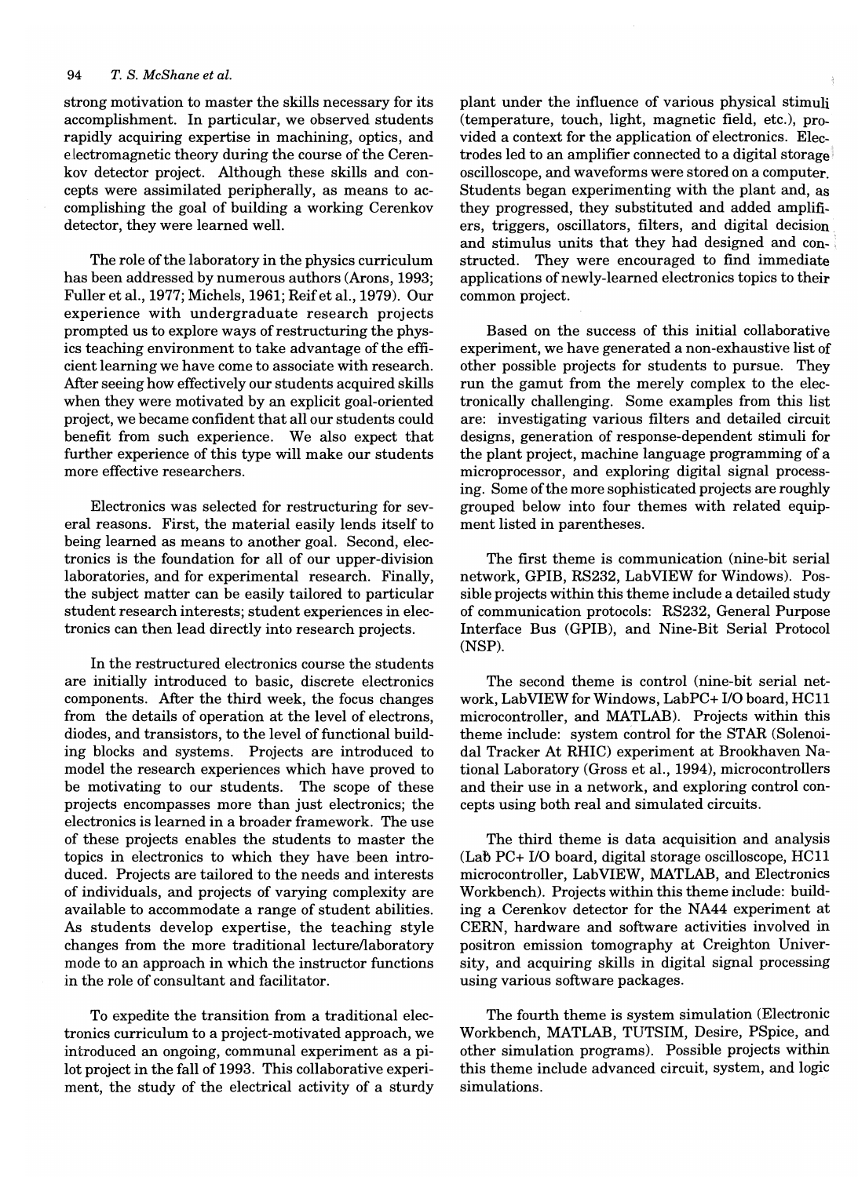strong motivation to master the skills necessary for its accomplishment. In particular, we observed students rapidly acquiring expertise in machining, optics, and electromagnetic theory during the course of the Cerenkov detector project. Although these skills and concepts were assimilated peripherally, as means to accomplishing the goal of building a working Cerenkov detector, they were learned well.

The role of the laboratory in the physics curriculum has been addressed by numerous authors (Arons, 1993; Fuller et al., 1977; Michels, 1961; Reif et al., 1979). Our experience with undergraduate research projects prompted us to explore ways of restructuring the physics teaching environment to take advantage of the efficient learning we have come to associate with research. After seeing how effectively our students acquired skills when they were motivated by an explicit goal-oriented project, we became confident that all our students could benefit from such experience. We also expect that further experience of this type will make our students more effective researchers.

Electronics was selected for restructuring for several reasons. First, the material easily lends itself to being learned as means to another goal. Second, electronics is the foundation for all of our upper-division laboratories, and for experimental research. Finally, the subject matter can be easily tailored to particular student research interests; student experiences in electronics can then lead directly into research projects.

In the restructured electronics course the students are initially introduced to basic, discrete electronics components. After the third week, the focus changes from the details of operation at the level of electrons, diodes, and transistors, to the level of functional building blocks and systems. Projects are introduced to model the research experiences which have proved to be motivating to our students. The scope of these projects encompasses more than just electronics; the electronics is learned in a broader framework. The use of these projects enables the students to master the topics in electronics to which they have been introduced. Projects are tailored to the needs and interests of individuals, and projects of varying complexity are available to accommodate a range of student abilities. As students develop expertise, the teaching style changes from the more traditional lecture/laboratory mode to an approach in which the instructor functions in the role of consultant and facilitator.

To expedite the transition from a traditional electronics curriculum to a project-motivated approach, we introduced an ongoing, communal experiment as a pilot project in the fall of 1993. This collaborative experiment, the study of the electrical activity of a sturdy plant under the influence of various physical stimuli (temperature, touch, light, magnetic field, etc.), provided a context for the application of electronics. Electrodes led to an amplifier connected to a digital storage oscilloscope, and waveforms were stored on a computer. Students began experimenting with the plant and, as they progressed, they substituted and added amplifiers, triggers, oscillators, filters, and digital decision and stimulus units that they had designed and constructed. They were encouraged to find immediate applications of newly-learned electronics topics to their common project.

Based on the success of this initial collaborative experiment, we have generated a non-exhaustive list of other possible projects for students to pursue. They run the gamut from the merely complex to the electronically challenging. Some examples from this list are: investigating various filters and detailed circuit designs, generation of response-dependent stimuli for the plant project, machine language programming of a microprocessor, and exploring digital signal processing. Some of the more sophisticated projects are roughly grouped below into four themes with related equipment listed in parentheses.

The first theme is communication (nine-bit serial network, GPIB, RS232, LabVIEW for Windows). Possible projects within this theme include a detailed study of communication protocols: RS232, General Purpose Interface Bus (GPIB), and Nine-Bit Serial Protocol (NSP).

The second theme is control (nine-bit serial network, LabVIEW for Windows, LabPC+ I/O board, HC11 microcontroller, and MATLAB). Projects within this theme include: system control for the STAR (Solenoidal Tracker At RHIC) experiment at Brookhaven National Laboratory (Gross et al., 1994), microcontrollers and their use in a network, and exploring control concepts using both real and simulated circuits.

The third theme is data acquisition and analysis (Lab PC+ I/O board, digital storage oscilloscope, HC11 microcontroller, LabVIEW, MATLAB, and Electronics Workbench). Projects within this theme include: building a Cerenkov detector for the NA44 experiment at CERN, hardware and software activities involved in positron emission tomography at Creighton University, and acquiring skills in digital signal processing using various software packages.

The fourth theme is system simulation (Electronic Workbench, MATLAB, TUTSIM, Desire, PSpice, and other simulation programs). Possible projects within this theme include advanced circuit, system, and logic simulations.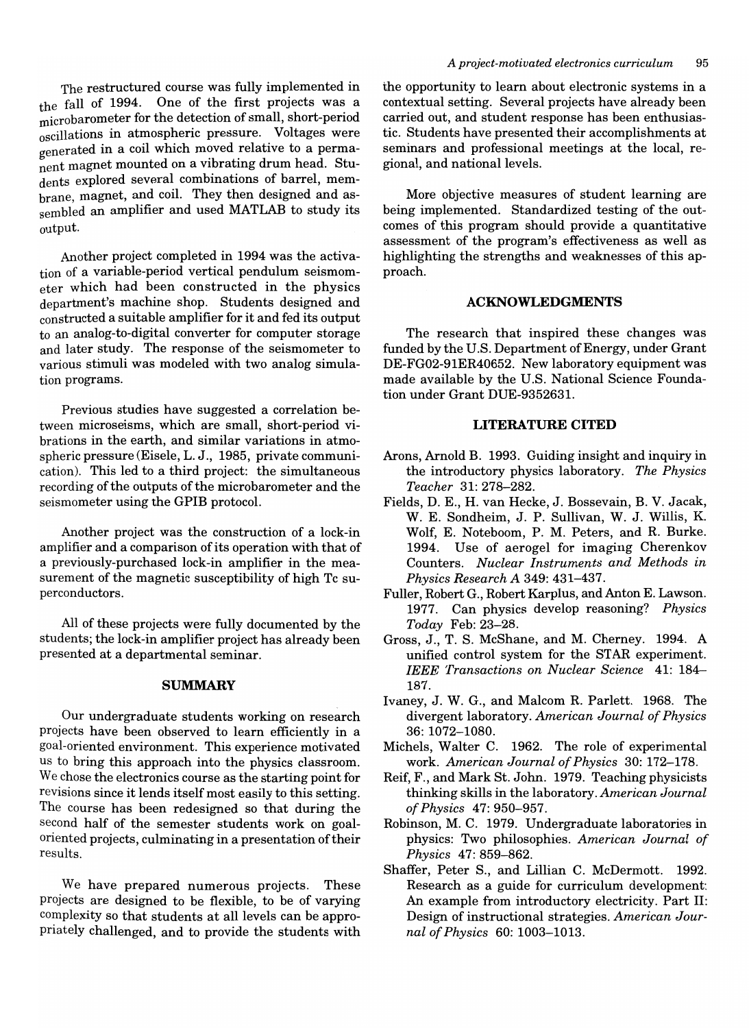The restructured course was fully implemented in the fall of 1994. One of the first projects was a microbarometer for the detection of small, short-period oscillations in atmospheric pressure. Voltages were generated in a coil which moved relative to a permanent magnet mounted on a vibrating drum head. Students explored several combinations of barrel, membrane, magnet, and coil. They then designed and assembled an amplifier and used MATLAB to study its output.

Another project completed in 1994 was the activation of a variable-period vertical pendulum seismometer which had been constructed in the physics department's machine shop. Students designed and constructed a suitable amplifier for it and fed its output to an analog-to-digital converter for computer storage and later study. The response of the seismometer to various stimuli was modeled with two analog simulation programs.

Previous studies have suggested a correlation between microseisms, which are small, short-period vibrations in the earth, and similar variations in atmospheric pressure (Eisele, L. J., 1985, private communication). This led to a third project: the simultaneous recording of the outputs of the microbarometer and the seismometer using the GPIB protocol.

Another project was the construction of a lock-in amplifier and a comparison of its operation with that of a previously-purchased lock-in amplifier in the measurement of the magnetic susceptibility of high Tc superconductors.

All of these projects were fully documented by the students; the lock-in amplifier project has already been presented at a departmental seminar.

## SUMMARY

Our undergraduate students working on research projects have been observed to learn efficiently in a goal-oriented environment. This experience motivated us to bring this approach into the physics classroom. We chose the electronics course as the starting point for revisions since it lends itself most easily to this setting. The course has been redesigned so that during the second half of the semester students work on goal-oriented projects, culminating in a presentation of their results.

We have prepared numerous projects. These projects are designed to be flexible, to be of varying complexity so that students at all levels can be appropriately challenged, and to provide the students with the opportunity to learn about electronic systems in a contextual setting. Several projects have already been carried out, and student response has been enthusiastic. Students have presented their accomplishments at seminars and professional meetings at the local, regional, and national levels.

More objective measures of student learning are being implemented. Standardized testing of the outcomes of this program should provide a quantitative assessment of the program's effectiveness as well as highlighting the strengths and weaknesses of this approach.

## ACKNOWLEDGMENTS

The research that inspired these changes was funded by the U.S. Department of Energy, under Grant DE-FG02-91ER40652. New laboratory equipment was made available by the U.S. National Science Foundation under Grant DUE-9352631.

## LITERATURE CITED

Arons, Arnold B. 1993. Guiding insight and inquiry in the introductory physics laboratory. *The Physics Teacher* 31: 278–282.

Fields, D. E., H. van Hecke, J. Bossevain, B. V. Jacak, W. E. Sondheim, J. P. Sullivan, W. J. Willis, K. Wolf, E. Noteboom, P. M. Peters, and R. Burke. 1994. Use of aerogel for imaging Cherenkov Counters. *Nuclear Instruments and Methods in Physics Research A* 349: 431–437.

Fuller, Robert G., Robert Karplus, and Anton E. Lawson. 1977. Can physics develop reasoning? *Physics Today* Feb: 23–28.

Gross, J., T. S. McShane, and M. Cherney. 1994. A unified control system for the STAR experiment. *IEEE Transactions on Nuclear Science* 41: 184–187.

Ivaney, J. W. G., and Malcom R. Parlett. 1968. The divergent laboratory. *American Journal of Physics* 36: 1072–1080.

Michels, Walter C. 1962. The role of experimental work. *American Journal of Physics* 30: 172–178.

Reif, F., and Mark St. John. 1979. Teaching physicists thinking skills in the laboratory. *American Journal of Physics* 47: 950–957.

Robinson, M. C. 1979. Undergraduate laboratories in physics: Two philosophies. *American Journal of Physics* 47: 859–862.

Shaffer, Peter S., and Lillian C. McDermott. 1992. Research as a guide for curriculum development: An example from introductory electricity. Part II: Design of instructional strategies. *American Journal of Physics* 60: 1003–1013.